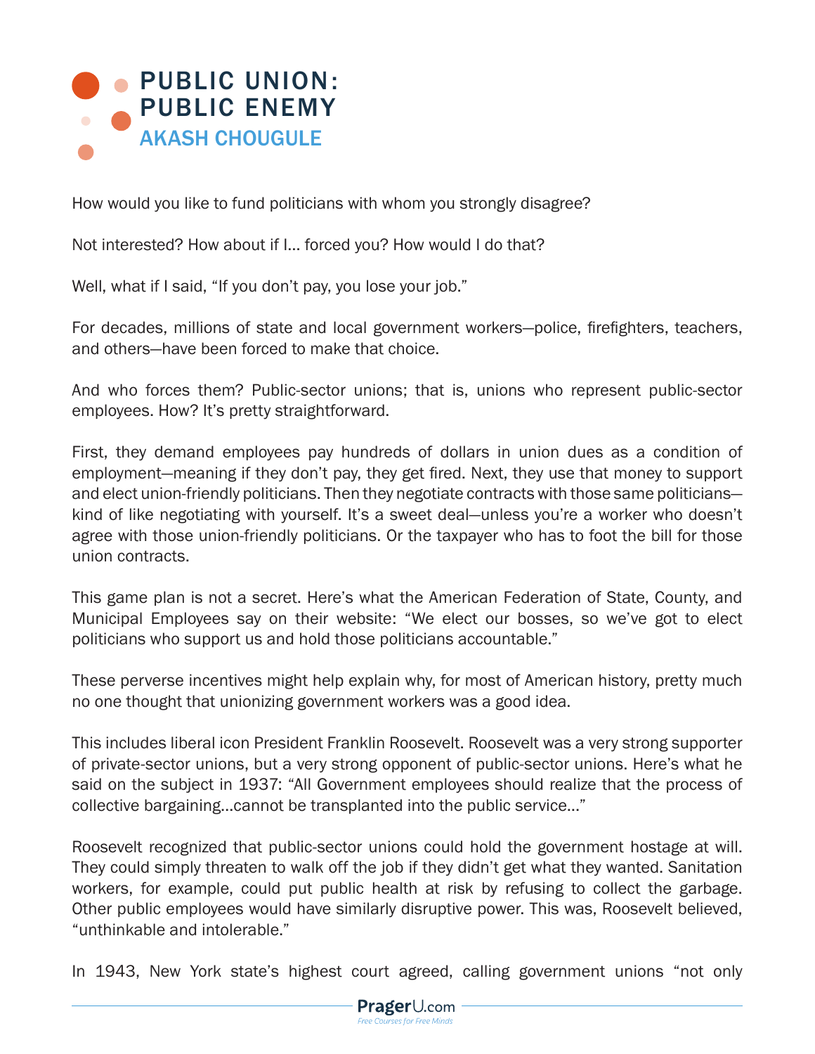# PUBLIC UNION: PUBLIC ENEMY

## AKASH CHOUGULE

How would you like to fund politicians with whom you strongly disagree?

Not interested? How about if I... forced you? How would I do that?

Well, what if I said, "If you don't pay, you lose your job."

For decades, millions of state and local government workers—police, firefighters, teachers, and others—have been forced to make that choice.

And who forces them? Public-sector unions; that is, unions who represent public-sector employees. How? It's pretty straightforward.

First, they demand employees pay hundreds of dollars in union dues as a condition of employment—meaning if they don't pay, they get fired. Next, they use that money to support and elect union-friendly politicians. Then they negotiate contracts with those same politicians—kind of like negotiating with yourself. It's a sweet deal—unless you're a worker who doesn't agree with those union-friendly politicians. Or the taxpayer who has to foot the bill for those union contracts.

This game plan is not a secret. Here's what the American Federation of State, County, and Municipal Employees say on their website: "We elect our bosses, so we've got to elect politicians who support us and hold those politicians accountable."

These perverse incentives might help explain why, for most of American history, pretty much no one thought that unionizing government workers was a good idea.

This includes liberal icon President Franklin Roosevelt. Roosevelt was a very strong supporter of private-sector unions, but a very strong opponent of public-sector unions. Here's what he said on the subject in 1937: "All Government employees should realize that the process of collective bargaining...cannot be transplanted into the public service..."

Roosevelt recognized that public-sector unions could hold the government hostage at will. They could simply threaten to walk off the job if they didn't get what they wanted. Sanitation workers, for example, could put public health at risk by refusing to collect the garbage. Other public employees would have similarly disruptive power. This was, Roosevelt believed, "unthinkable and intolerable."

In 1943, New York state's highest court agreed, calling government unions "not only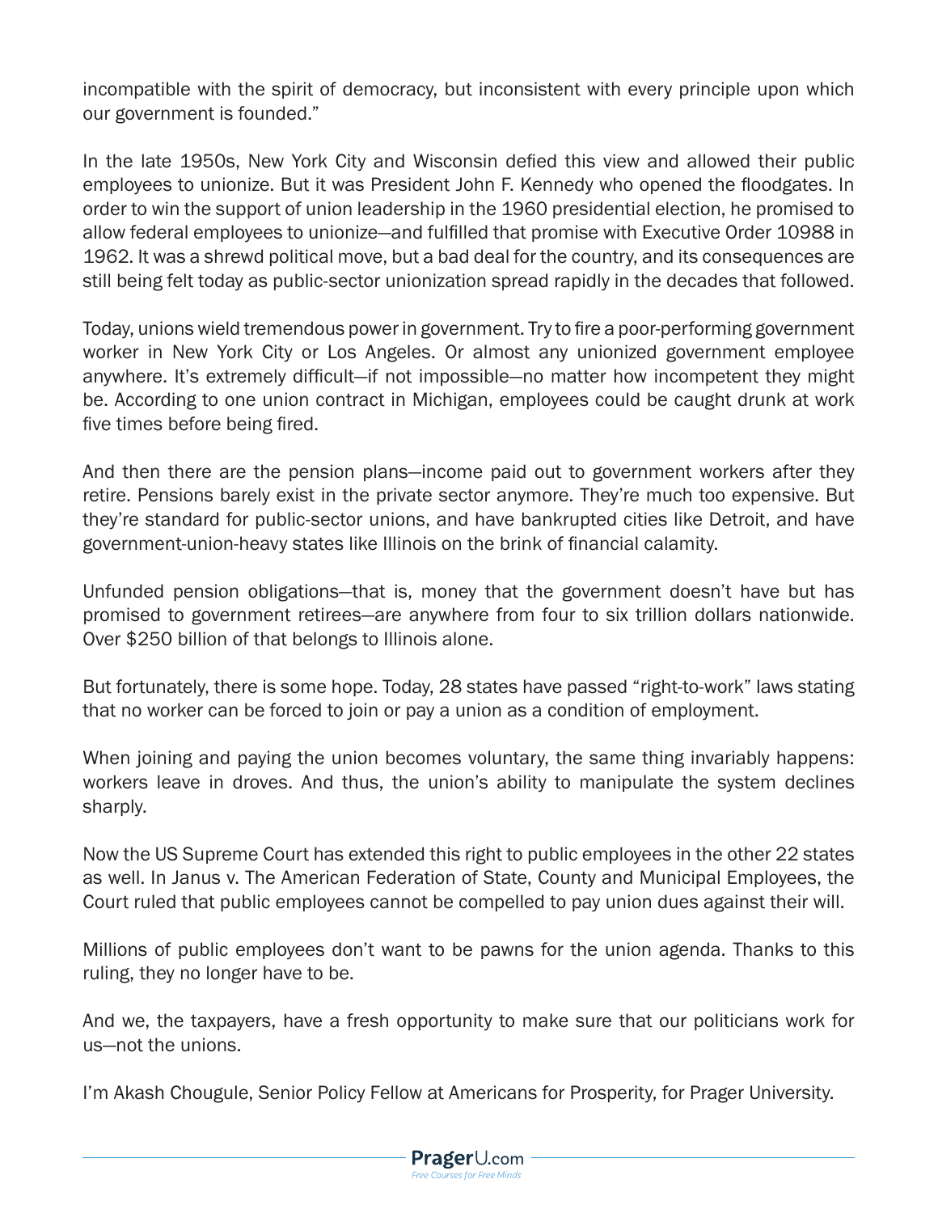incompatible with the spirit of democracy, but inconsistent with every principle upon which our government is founded."

In the late 1950s, New York City and Wisconsin defied this view and allowed their public employees to unionize. But it was President John F. Kennedy who opened the floodgates. In order to win the support of union leadership in the 1960 presidential election, he promised to allow federal employees to unionize—and fulfilled that promise with Executive Order 10988 in 1962. It was a shrewd political move, but a bad deal for the country, and its consequences are still being felt today as public-sector unionization spread rapidly in the decades that followed.

Today, unions wield tremendous power in government. Try to fire a poor-performing government worker in New York City or Los Angeles. Or almost any unionized government employee anywhere. It's extremely difficult—if not impossible—no matter how incompetent they might be. According to one union contract in Michigan, employees could be caught drunk at work five times before being fired.

And then there are the pension plans—income paid out to government workers after they retire. Pensions barely exist in the private sector anymore. They're much too expensive. But they're standard for public-sector unions, and have bankrupted cities like Detroit, and have government-union-heavy states like Illinois on the brink of financial calamity.

Unfunded pension obligations—that is, money that the government doesn't have but has promised to government retirees—are anywhere from four to six trillion dollars nationwide. Over $250 billion of that belongs to Illinois alone.

But fortunately, there is some hope. Today, 28 states have passed "right-to-work" laws stating that no worker can be forced to join or pay a union as a condition of employment.

When joining and paying the union becomes voluntary, the same thing invariably happens: workers leave in droves. And thus, the union's ability to manipulate the system declines sharply.

Now the US Supreme Court has extended this right to public employees in the other 22 states as well. In Janus v. The American Federation of State, County and Municipal Employees, the Court ruled that public employees cannot be compelled to pay union dues against their will.

Millions of public employees don't want to be pawns for the union agenda. Thanks to this ruling, they no longer have to be.

And we, the taxpayers, have a fresh opportunity to make sure that our politicians work for us—not the unions.

I'm Akash Chougule, Senior Policy Fellow at Americans for Prosperity, for Prager University.